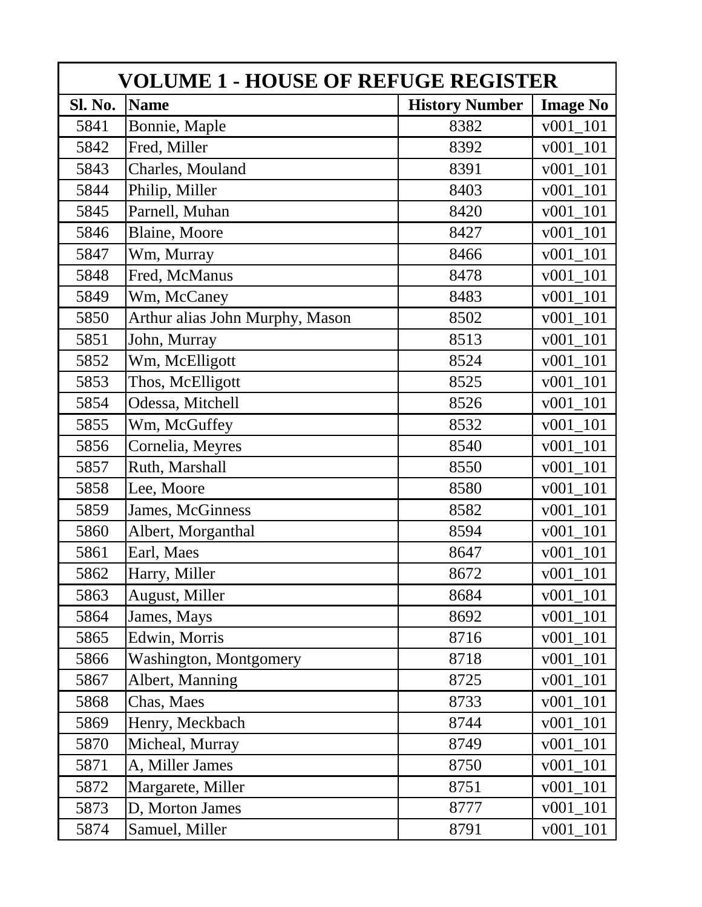# VOLUME 1 - HOUSE OF REFUGE REGISTER

| Sl. No. | Name | History Number | Image No |
|---|---|---|---|
| 5841 | Bonnie, Maple | 8382 | v001_101 |
| 5842 | Fred, Miller | 8392 | v001_101 |
| 5843 | Charles, Mouland | 8391 | v001_101 |
| 5844 | Philip, Miller | 8403 | v001_101 |
| 5845 | Parnell, Muhan | 8420 | v001_101 |
| 5846 | Blaine, Moore | 8427 | v001_101 |
| 5847 | Wm, Murray | 8466 | v001_101 |
| 5848 | Fred, McManus | 8478 | v001_101 |
| 5849 | Wm, McCaney | 8483 | v001_101 |
| 5850 | Arthur alias John Murphy, Mason | 8502 | v001_101 |
| 5851 | John, Murray | 8513 | v001_101 |
| 5852 | Wm, McElligott | 8524 | v001_101 |
| 5853 | Thos, McElligott | 8525 | v001_101 |
| 5854 | Odessa, Mitchell | 8526 | v001_101 |
| 5855 | Wm, McGuffey | 8532 | v001_101 |
| 5856 | Cornelia, Meyres | 8540 | v001_101 |
| 5857 | Ruth, Marshall | 8550 | v001_101 |
| 5858 | Lee, Moore | 8580 | v001_101 |
| 5859 | James, McGinness | 8582 | v001_101 |
| 5860 | Albert, Morganthal | 8594 | v001_101 |
| 5861 | Earl, Maes | 8647 | v001_101 |
| 5862 | Harry, Miller | 8672 | v001_101 |
| 5863 | August, Miller | 8684 | v001_101 |
| 5864 | James, Mays | 8692 | v001_101 |
| 5865 | Edwin, Morris | 8716 | v001_101 |
| 5866 | Washington, Montgomery | 8718 | v001_101 |
| 5867 | Albert, Manning | 8725 | v001_101 |
| 5868 | Chas, Maes | 8733 | v001_101 |
| 5869 | Henry, Meckbach | 8744 | v001_101 |
| 5870 | Micheal, Murray | 8749 | v001_101 |
| 5871 | A, Miller James | 8750 | v001_101 |
| 5872 | Margarete, Miller | 8751 | v001_101 |
| 5873 | D, Morton James | 8777 | v001_101 |
| 5874 | Samuel, Miller | 8791 | v001_101 |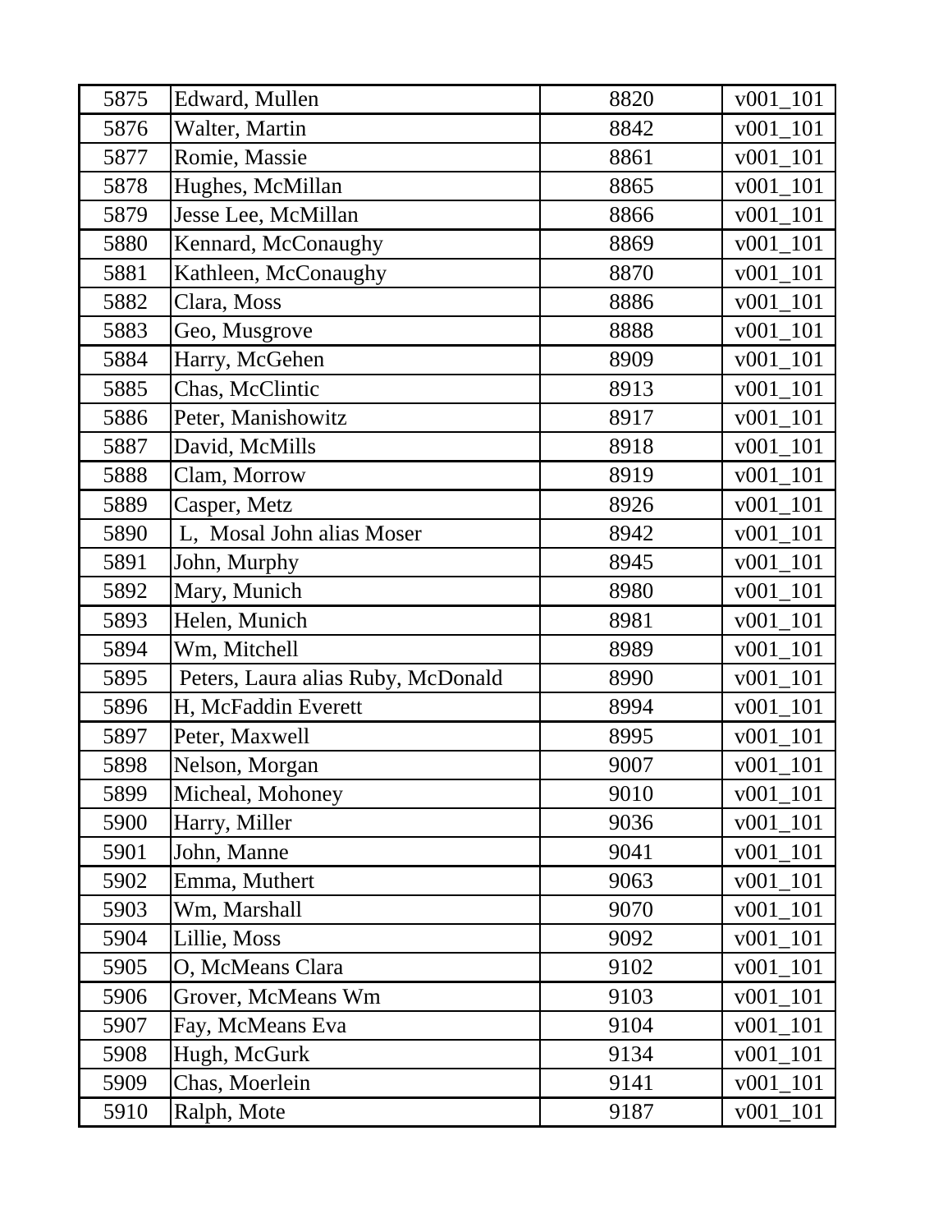| 5875 | Edward, Mullen | 8820 | v001_101 |
|---|---|---|---|
| 5876 | Walter, Martin | 8842 | v001_101 |
| 5877 | Romie, Massie | 8861 | v001_101 |
| 5878 | Hughes, McMillan | 8865 | v001_101 |
| 5879 | Jesse Lee, McMillan | 8866 | v001_101 |
| 5880 | Kennard, McConaughy | 8869 | v001_101 |
| 5881 | Kathleen, McConaughy | 8870 | v001_101 |
| 5882 | Clara, Moss | 8886 | v001_101 |
| 5883 | Geo, Musgrove | 8888 | v001_101 |
| 5884 | Harry, McGehen | 8909 | v001_101 |
| 5885 | Chas, McClintic | 8913 | v001_101 |
| 5886 | Peter, Manishowitz | 8917 | v001_101 |
| 5887 | David, McMills | 8918 | v001_101 |
| 5888 | Clam, Morrow | 8919 | v001_101 |
| 5889 | Casper, Metz | 8926 | v001_101 |
| 5890 | L, Mosal John alias Moser | 8942 | v001_101 |
| 5891 | John, Murphy | 8945 | v001_101 |
| 5892 | Mary, Munich | 8980 | v001_101 |
| 5893 | Helen, Munich | 8981 | v001_101 |
| 5894 | Wm, Mitchell | 8989 | v001_101 |
| 5895 | Peters, Laura alias Ruby, McDonald | 8990 | v001_101 |
| 5896 | H, McFaddin Everett | 8994 | v001_101 |
| 5897 | Peter, Maxwell | 8995 | v001_101 |
| 5898 | Nelson, Morgan | 9007 | v001_101 |
| 5899 | Micheal, Mohoney | 9010 | v001_101 |
| 5900 | Harry, Miller | 9036 | v001_101 |
| 5901 | John, Manne | 9041 | v001_101 |
| 5902 | Emma, Muthert | 9063 | v001_101 |
| 5903 | Wm, Marshall | 9070 | v001_101 |
| 5904 | Lillie, Moss | 9092 | v001_101 |
| 5905 | O, McMeans Clara | 9102 | v001_101 |
| 5906 | Grover, McMeans Wm | 9103 | v001_101 |
| 5907 | Fay, McMeans Eva | 9104 | v001_101 |
| 5908 | Hugh, McGurk | 9134 | v001_101 |
| 5909 | Chas, Moerlein | 9141 | v001_101 |
| 5910 | Ralph, Mote | 9187 | v001_101 |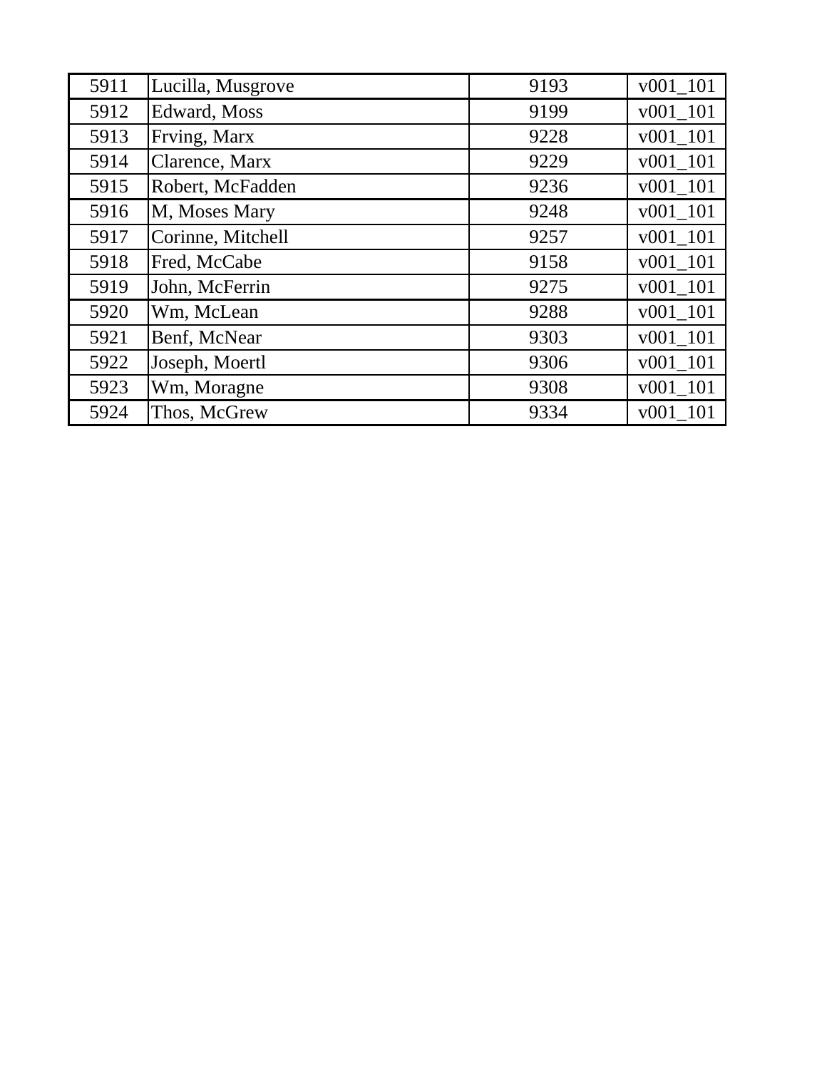| | | | |
|---|---|---|---|
| 5911 | Lucilla, Musgrove | 9193 | v001_101 |
| 5912 | Edward, Moss | 9199 | v001_101 |
| 5913 | Frving, Marx | 9228 | v001_101 |
| 5914 | Clarence, Marx | 9229 | v001_101 |
| 5915 | Robert, McFadden | 9236 | v001_101 |
| 5916 | M, Moses Mary | 9248 | v001_101 |
| 5917 | Corinne, Mitchell | 9257 | v001_101 |
| 5918 | Fred, McCabe | 9158 | v001_101 |
| 5919 | John, McFerrin | 9275 | v001_101 |
| 5920 | Wm, McLean | 9288 | v001_101 |
| 5921 | Benf, McNear | 9303 | v001_101 |
| 5922 | Joseph, Moertl | 9306 | v001_101 |
| 5923 | Wm, Moragne | 9308 | v001_101 |
| 5924 | Thos, McGrew | 9334 | v001_101 |